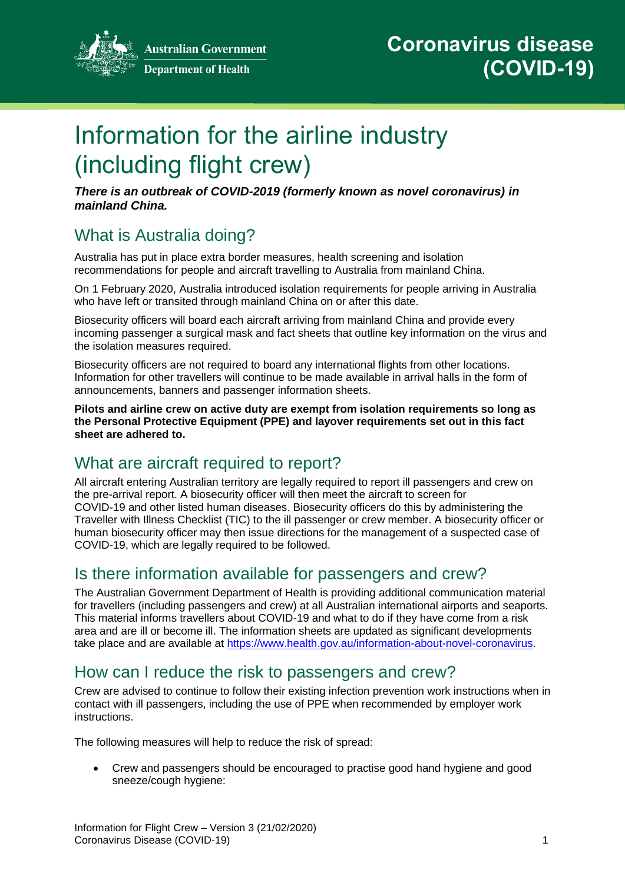Australian Government

Department of Health

# Coronavirus disease (COVID-19)

# Information for the airline industry (including flight crew)

***There is an outbreak of COVID-2019 (formerly known as novel coronavirus) in mainland China.***

## What is Australia doing?

Australia has put in place extra border measures, health screening and isolation recommendations for people and aircraft travelling to Australia from mainland China.

On 1 February 2020, Australia introduced isolation requirements for people arriving in Australia who have left or transited through mainland China on or after this date.

Biosecurity officers will board each aircraft arriving from mainland China and provide every incoming passenger a surgical mask and fact sheets that outline key information on the virus and the isolation measures required.

Biosecurity officers are not required to board any international flights from other locations. Information for other travellers will continue to be made available in arrival halls in the form of announcements, banners and passenger information sheets.

**Pilots and airline crew on active duty are exempt from isolation requirements so long as the Personal Protective Equipment (PPE) and layover requirements set out in this fact sheet are adhered to.**

## What are aircraft required to report?

All aircraft entering Australian territory are legally required to report ill passengers and crew on the pre-arrival report. A biosecurity officer will then meet the aircraft to screen for COVID-19 and other listed human diseases. Biosecurity officers do this by administering the Traveller with Illness Checklist (TIC) to the ill passenger or crew member. A biosecurity officer or human biosecurity officer may then issue directions for the management of a suspected case of COVID-19, which are legally required to be followed.

## Is there information available for passengers and crew?

The Australian Government Department of Health is providing additional communication material for travellers (including passengers and crew) at all Australian international airports and seaports. This material informs travellers about COVID-19 and what to do if they have come from a risk area and are ill or become ill. The information sheets are updated as significant developments take place and are available at https://www.health.gov.au/information-about-novel-coronavirus.

## How can I reduce the risk to passengers and crew?

Crew are advised to continue to follow their existing infection prevention work instructions when in contact with ill passengers, including the use of PPE when recommended by employer work instructions.

The following measures will help to reduce the risk of spread:

- Crew and passengers should be encouraged to practise good hand hygiene and good sneeze/cough hygiene: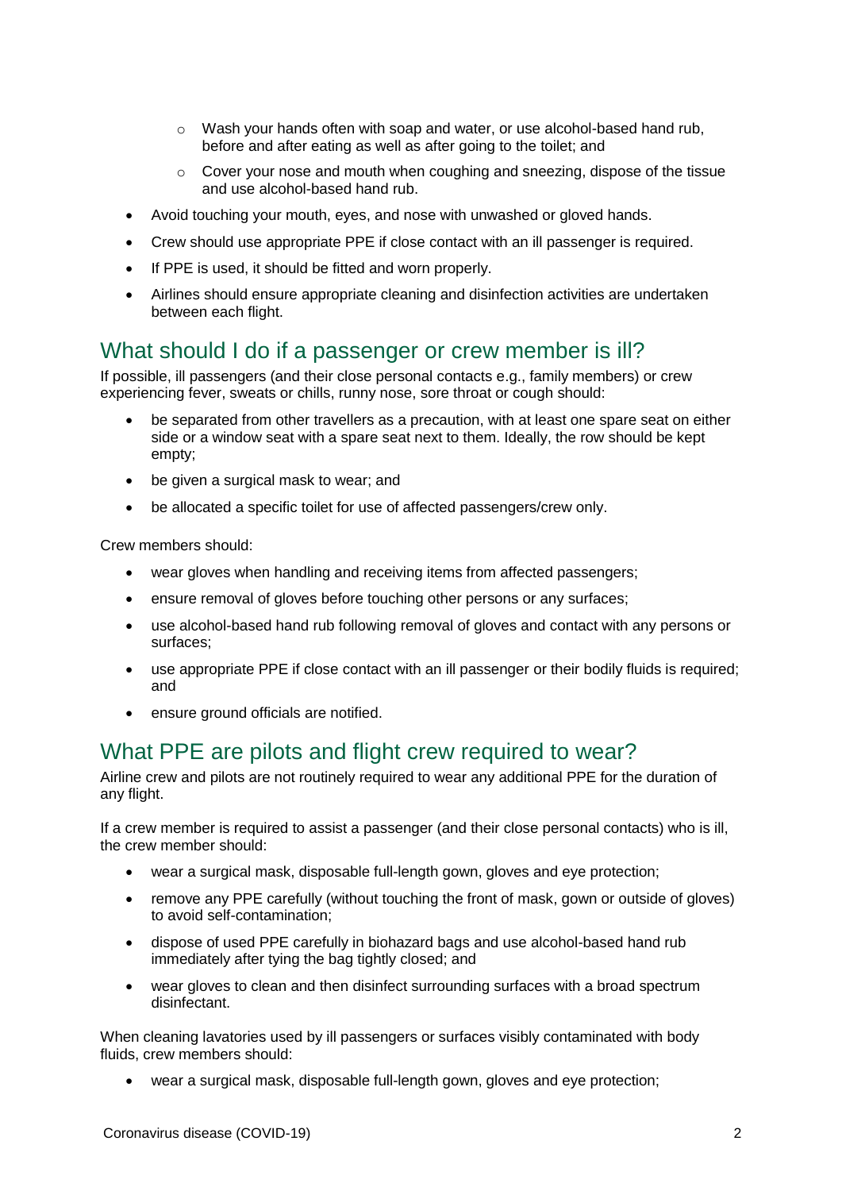- Wash your hands often with soap and water, or use alcohol-based hand rub, before and after eating as well as after going to the toilet; and
  - Cover your nose and mouth when coughing and sneezing, dispose of the tissue and use alcohol-based hand rub.
- Avoid touching your mouth, eyes, and nose with unwashed or gloved hands.
- Crew should use appropriate PPE if close contact with an ill passenger is required.
- If PPE is used, it should be fitted and worn properly.
- Airlines should ensure appropriate cleaning and disinfection activities are undertaken between each flight.

## What should I do if a passenger or crew member is ill?

If possible, ill passengers (and their close personal contacts e.g., family members) or crew experiencing fever, sweats or chills, runny nose, sore throat or cough should:

- be separated from other travellers as a precaution, with at least one spare seat on either side or a window seat with a spare seat next to them. Ideally, the row should be kept empty;
- be given a surgical mask to wear; and
- be allocated a specific toilet for use of affected passengers/crew only.

Crew members should:

- wear gloves when handling and receiving items from affected passengers;
- ensure removal of gloves before touching other persons or any surfaces;
- use alcohol-based hand rub following removal of gloves and contact with any persons or surfaces;
- use appropriate PPE if close contact with an ill passenger or their bodily fluids is required; and
- ensure ground officials are notified.

## What PPE are pilots and flight crew required to wear?

Airline crew and pilots are not routinely required to wear any additional PPE for the duration of any flight.

If a crew member is required to assist a passenger (and their close personal contacts) who is ill, the crew member should:

- wear a surgical mask, disposable full-length gown, gloves and eye protection;
- remove any PPE carefully (without touching the front of mask, gown or outside of gloves) to avoid self-contamination;
- dispose of used PPE carefully in biohazard bags and use alcohol-based hand rub immediately after tying the bag tightly closed; and
- wear gloves to clean and then disinfect surrounding surfaces with a broad spectrum disinfectant.

When cleaning lavatories used by ill passengers or surfaces visibly contaminated with body fluids, crew members should:

- wear a surgical mask, disposable full-length gown, gloves and eye protection;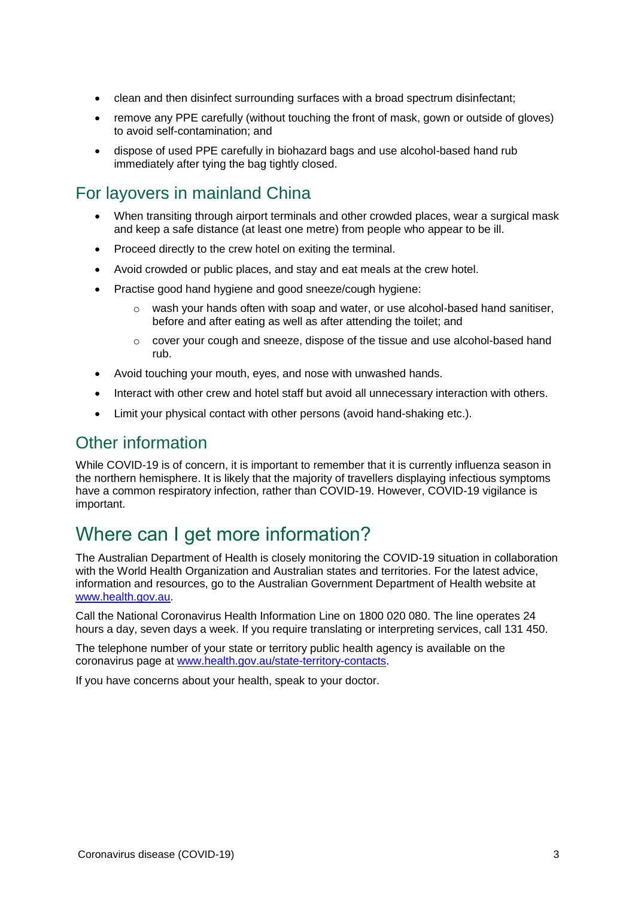- clean and then disinfect surrounding surfaces with a broad spectrum disinfectant;
- remove any PPE carefully (without touching the front of mask, gown or outside of gloves) to avoid self-contamination; and
- dispose of used PPE carefully in biohazard bags and use alcohol-based hand rub immediately after tying the bag tightly closed.

## For layovers in mainland China

- When transiting through airport terminals and other crowded places, wear a surgical mask and keep a safe distance (at least one metre) from people who appear to be ill.
- Proceed directly to the crew hotel on exiting the terminal.
- Avoid crowded or public places, and stay and eat meals at the crew hotel.
- Practise good hand hygiene and good sneeze/cough hygiene:
    - wash your hands often with soap and water, or use alcohol-based hand sanitiser, before and after eating as well as after attending the toilet; and
    - cover your cough and sneeze, dispose of the tissue and use alcohol-based hand rub.
- Avoid touching your mouth, eyes, and nose with unwashed hands.
- Interact with other crew and hotel staff but avoid all unnecessary interaction with others.
- Limit your physical contact with other persons (avoid hand-shaking etc.).

## Other information

While COVID-19 is of concern, it is important to remember that it is currently influenza season in the northern hemisphere. It is likely that the majority of travellers displaying infectious symptoms have a common respiratory infection, rather than COVID-19. However, COVID-19 vigilance is important.

# Where can I get more information?

The Australian Department of Health is closely monitoring the COVID-19 situation in collaboration with the World Health Organization and Australian states and territories. For the latest advice, information and resources, go to the Australian Government Department of Health website at [www.health.gov.au](http://www.health.gov.au).

Call the National Coronavirus Health Information Line on 1800 020 080. The line operates 24 hours a day, seven days a week. If you require translating or interpreting services, call 131 450.

The telephone number of your state or territory public health agency is available on the coronavirus page at [www.health.gov.au/state-territory-contacts](http://www.health.gov.au/state-territory-contacts).

If you have concerns about your health, speak to your doctor.